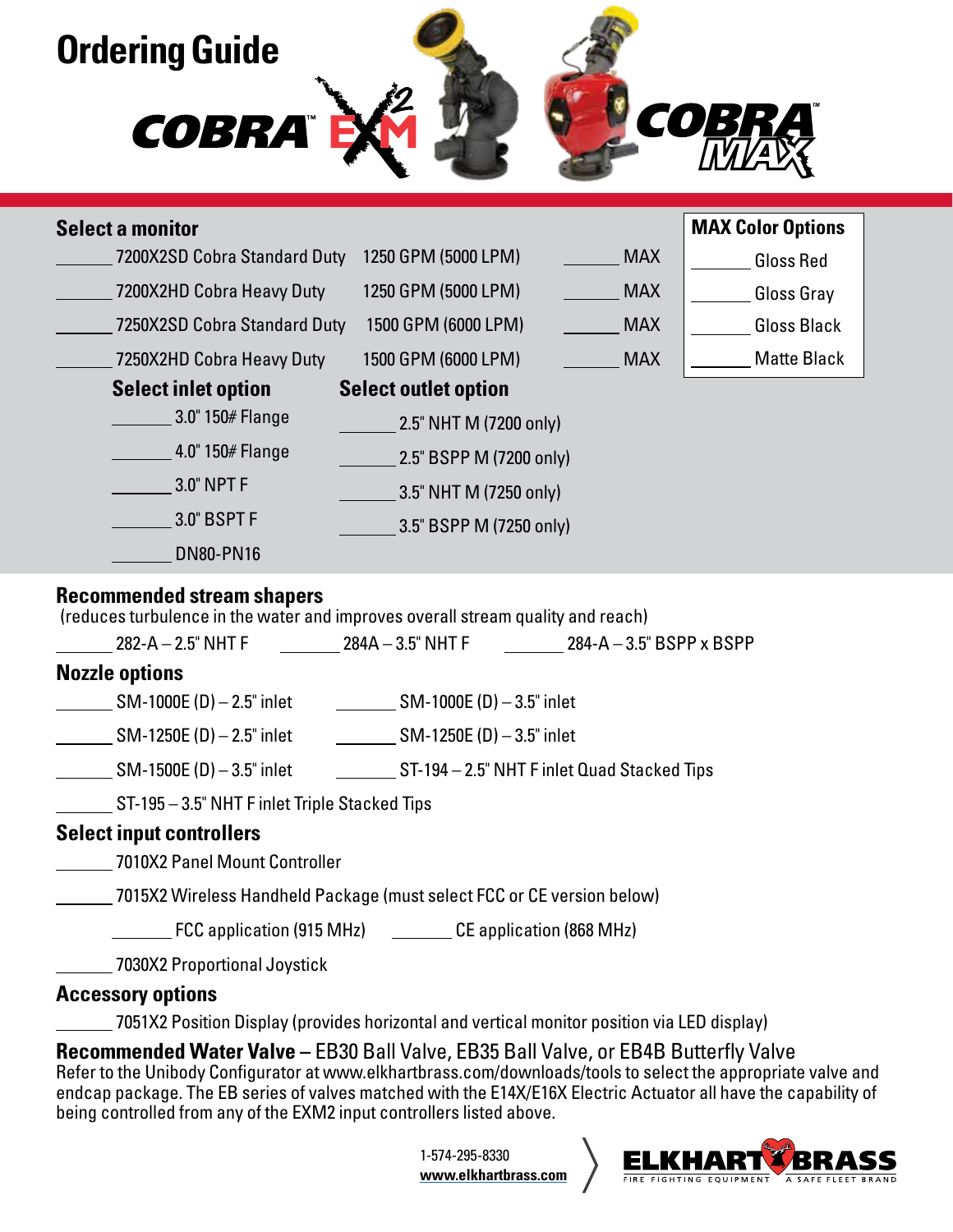# Ordering Guide

COBRA™ EXM[2]  COBRA™ MAX

## Select a monitor

| Monitor | Flow | | MAX Color Options |
|---|---|---|---|
| _______ 7200X2SD Cobra Standard Duty | 1250 GPM (5000 LPM) | _______ MAX | _______ Gloss Red |
| _______ 7200X2HD Cobra Heavy Duty | 1250 GPM (5000 LPM) | _______ MAX | _______ Gloss Gray |
| _______ 7250X2SD Cobra Standard Duty | 1500 GPM (6000 LPM) | _______ MAX | _______ Gloss Black |
| _______ 7250X2HD Cobra Heavy Duty | 1500 GPM (6000 LPM) | _______ MAX | _______ Matte Black |

### Select inlet option

- _______ 3.0" 150# Flange
- _______ 4.0" 150# Flange
- _______ 3.0" NPT F
- _______ 3.0" BSPT F
- _______ DN80-PN16

### Select outlet option

- _______ 2.5" NHT M (7200 only)
- _______ 2.5" BSPP M (7200 only)
- _______ 3.5" NHT M (7250 only)
- _______ 3.5" BSPP M (7250 only)

## Recommended stream shapers

(reduces turbulence in the water and improves overall stream quality and reach)

_______ 282-A – 2.5" NHT F  _______ 284A – 3.5" NHT F  _______ 284-A – 3.5" BSPP x BSPP

## Nozzle options

- _______ SM-1000E (D) – 2.5" inlet
- _______ SM-1000E (D) – 3.5" inlet
- _______ SM-1250E (D) – 2.5" inlet
- _______ SM-1250E (D) – 3.5" inlet
- _______ SM-1500E (D) – 3.5" inlet
- _______ ST-194 – 2.5" NHT F inlet Quad Stacked Tips
- _______ ST-195 – 3.5" NHT F inlet Triple Stacked Tips

## Select input controllers

- _______ 7010X2 Panel Mount Controller
- _______ 7015X2 Wireless Handheld Package (must select FCC or CE version below)
  - _______ FCC application (915 MHz)  _______ CE application (868 MHz)
- _______ 7030X2 Proportional Joystick

## Accessory options

- _______ 7051X2 Position Display (provides horizontal and vertical monitor position via LED display)

**Recommended Water Valve** – EB30 Ball Valve, EB35 Ball Valve, or EB4B Butterfly Valve

Refer to the Unibody Configurator at www.elkhartbrass.com/downloads/tools to select the appropriate valve and endcap package. The EB series of valves matched with the E14X/E16X Electric Actuator all have the capability of being controlled from any of the EXM2 input controllers listed above.

1-574-295-8330
www.elkhartbrass.com

ELKHART BRASS — FIRE FIGHTING EQUIPMENT — A SAFE FLEET BRAND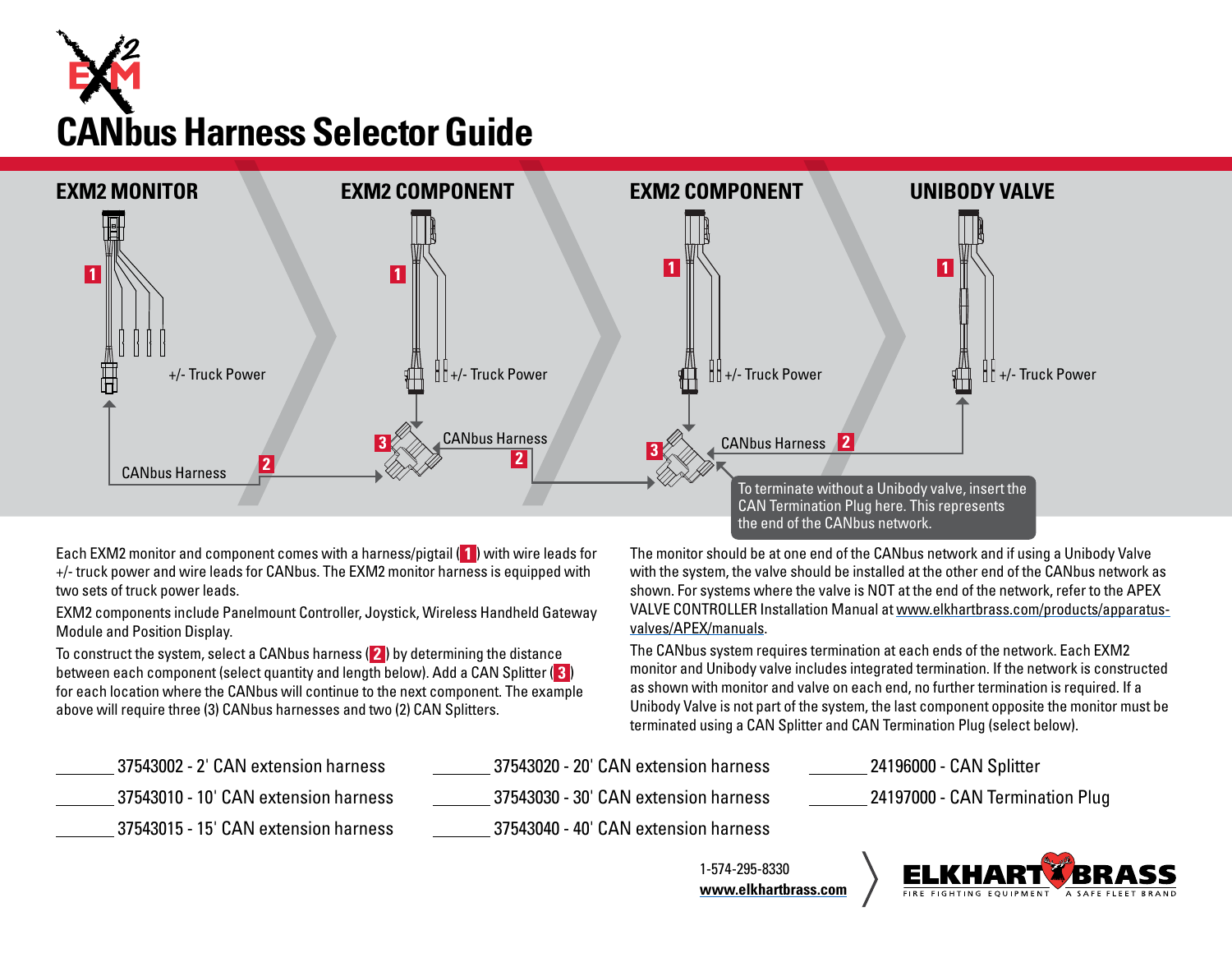# CANbus Harness Selector Guide

**EXM2 MONITOR** | **EXM2 COMPONENT** | **EXM2 COMPONENT** | **UNIBODY VALVE**

1 +/- Truck Power

1 +/- Truck Power

1 +/- Truck Power

1 +/- Truck Power

CANbus Harness 2

3 CANbus Harness 2

3 CANbus Harness 2

To terminate without a Unibody valve, insert the CAN Termination Plug here. This represents the end of the CANbus network.

Each EXM2 monitor and component comes with a harness/pigtail (1) with wire leads for +/- truck power and wire leads for CANbus. The EXM2 monitor harness is equipped with two sets of truck power leads.

EXM2 components include Panelmount Controller, Joystick, Wireless Handheld Gateway Module and Position Display.

To construct the system, select a CANbus harness (2) by determining the distance between each component (select quantity and length below). Add a CAN Splitter (3) for each location where the CANbus will continue to the next component. The example above will require three (3) CANbus harnesses and two (2) CAN Splitters.

The monitor should be at one end of the CANbus network and if using a Unibody Valve with the system, the valve should be installed at the other end of the CANbus network as shown. For systems where the valve is NOT at the end of the network, refer to the APEX VALVE CONTROLLER Installation Manual at www.elkhartbrass.com/products/apparatus-valves/APEX/manuals.

The CANbus system requires termination at each ends of the network. Each EXM2 monitor and Unibody valve includes integrated termination. If the network is constructed as shown with monitor and valve on each end, no further termination is required. If a Unibody Valve is not part of the system, the last component opposite the monitor must be terminated using a CAN Splitter and CAN Termination Plug (select below).

_______ 37543002 - 2' CAN extension harness

_______ 37543010 - 10' CAN extension harness

_______ 37543015 - 15' CAN extension harness

_______ 37543020 - 20' CAN extension harness

_______ 37543030 - 30' CAN extension harness

_______ 37543040 - 40' CAN extension harness

_______ 24196000 - CAN Splitter

_______ 24197000 - CAN Termination Plug

1-574-295-8330
**www.elkhartbrass.com**

ELKHART BRASS
FIRE FIGHTING EQUIPMENT A SAFE FLEET BRAND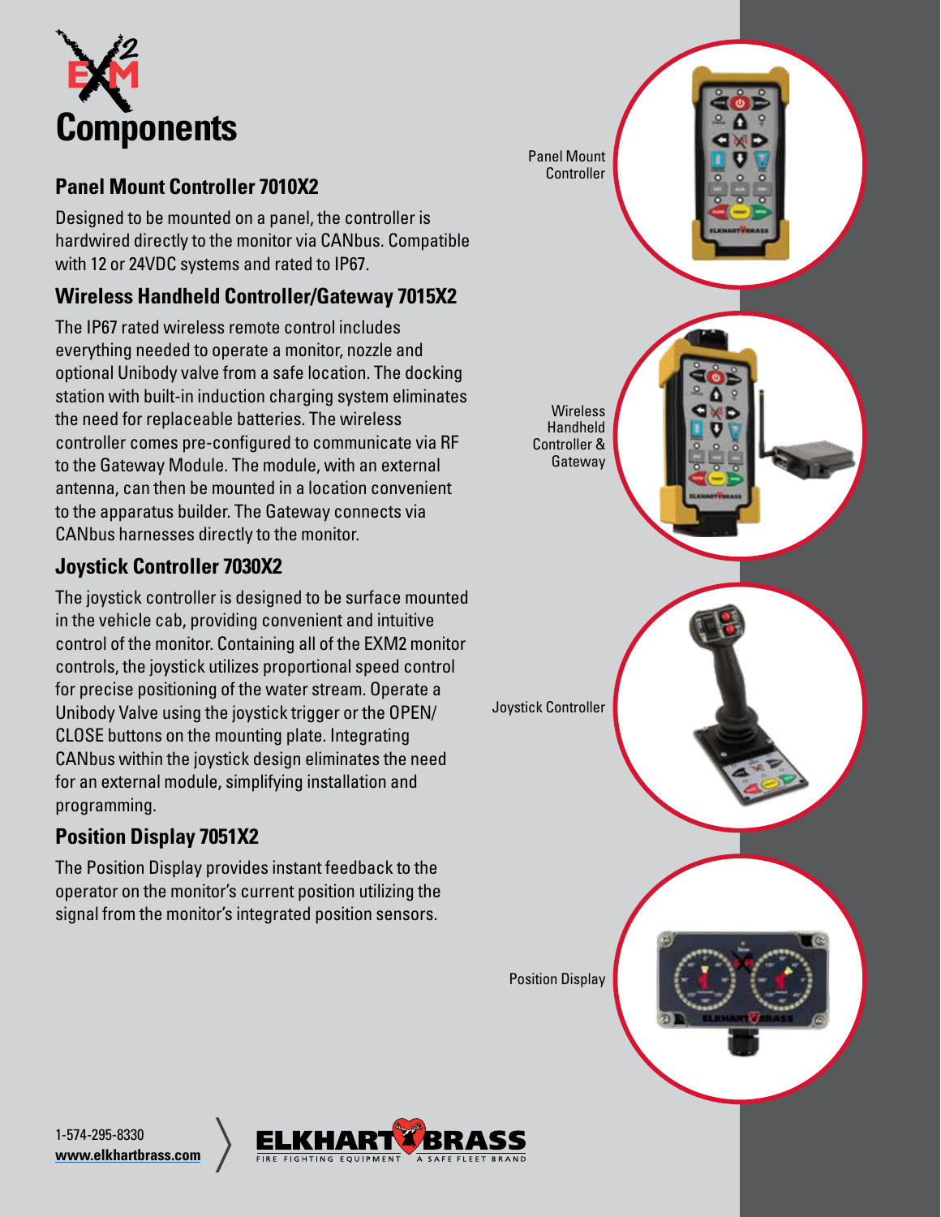# Components

## Panel Mount Controller 7010X2

Designed to be mounted on a panel, the controller is hardwired directly to the monitor via CANbus. Compatible with 12 or 24VDC systems and rated to IP67.

## Wireless Handheld Controller/Gateway 7015X2

The IP67 rated wireless remote control includes everything needed to operate a monitor, nozzle and optional Unibody valve from a safe location. The docking station with built-in induction charging system eliminates the need for replaceable batteries. The wireless controller comes pre-configured to communicate via RF to the Gateway Module. The module, with an external antenna, can then be mounted in a location convenient to the apparatus builder. The Gateway connects via CANbus harnesses directly to the monitor.

## Joystick Controller 7030X2

The joystick controller is designed to be surface mounted in the vehicle cab, providing convenient and intuitive control of the monitor. Containing all of the EXM2 monitor controls, the joystick utilizes proportional speed control for precise positioning of the water stream. Operate a Unibody Valve using the joystick trigger or the OPEN/CLOSE buttons on the mounting plate. Integrating CANbus within the joystick design eliminates the need for an external module, simplifying installation and programming.

## Position Display 7051X2

The Position Display provides instant feedback to the operator on the monitor's current position utilizing the signal from the monitor's integrated position sensors.

Panel Mount Controller

Wireless Handheld Controller & Gateway

Joystick Controller

Position Display

1-574-295-8330
**www.elkhartbrass.com**

ELKHART BRASS
FIRE FIGHTING EQUIPMENT A SAFE FLEET BRAND